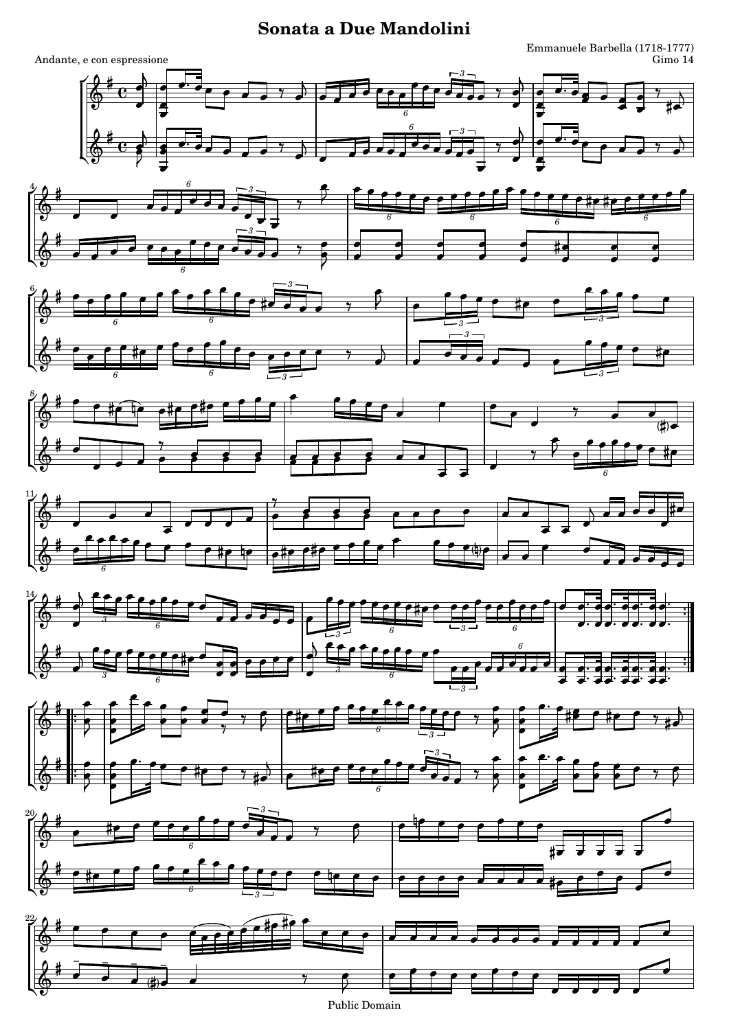# Sonata a Due Mandolini

Emmanuele Barbella (1718-1777)
Gimo 14

Andante, e con espressione

Public Domain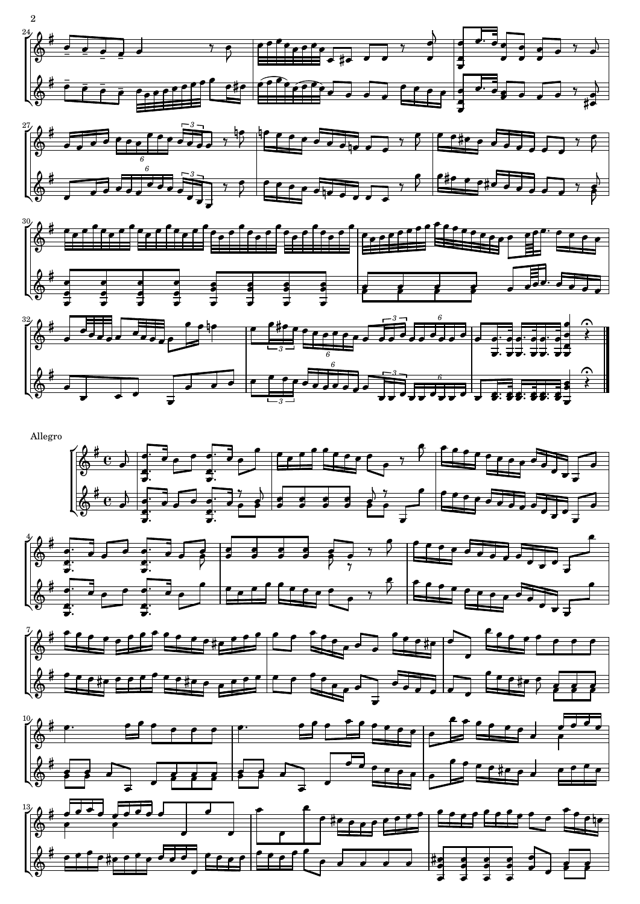Allegro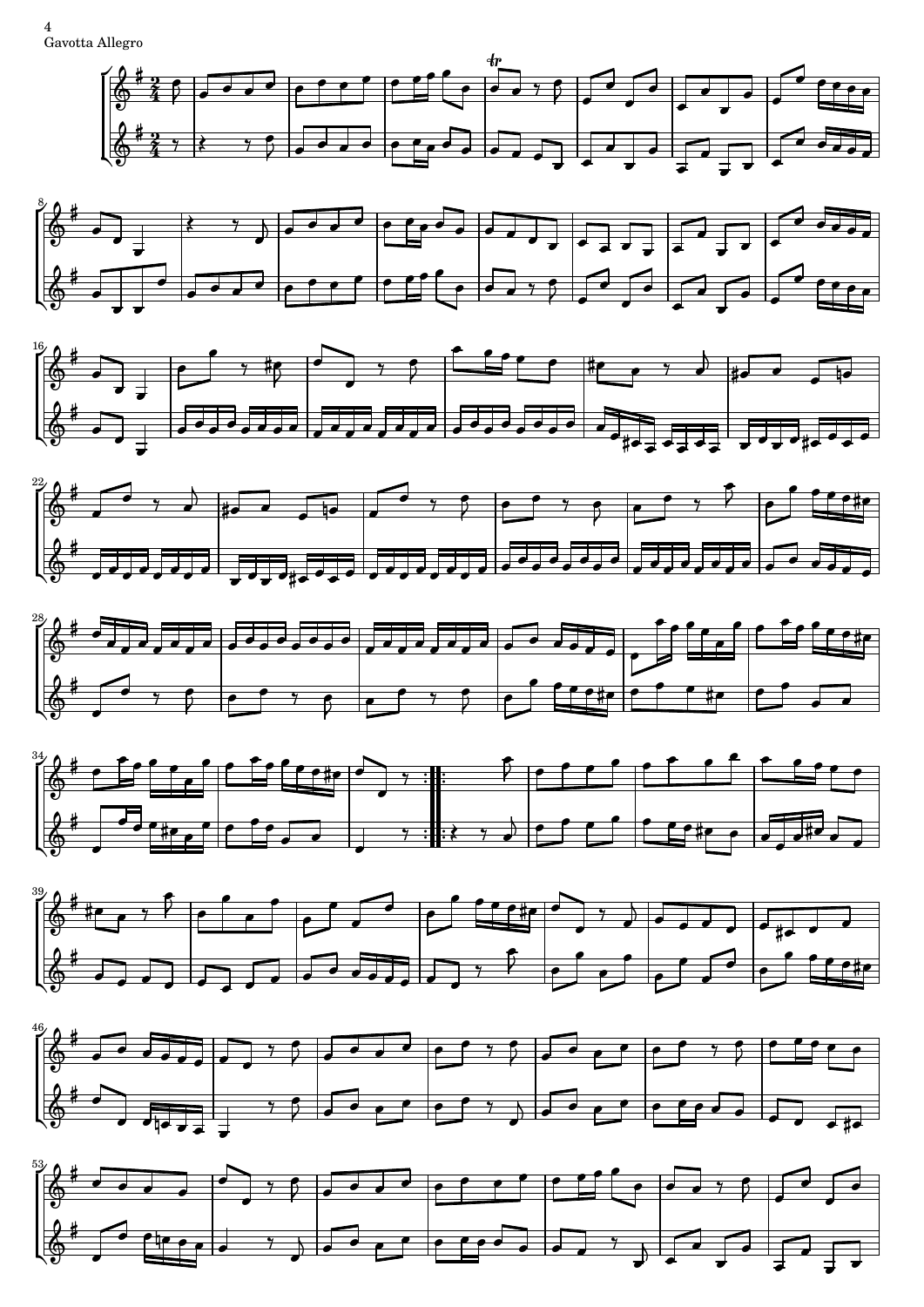Gavotta Allegro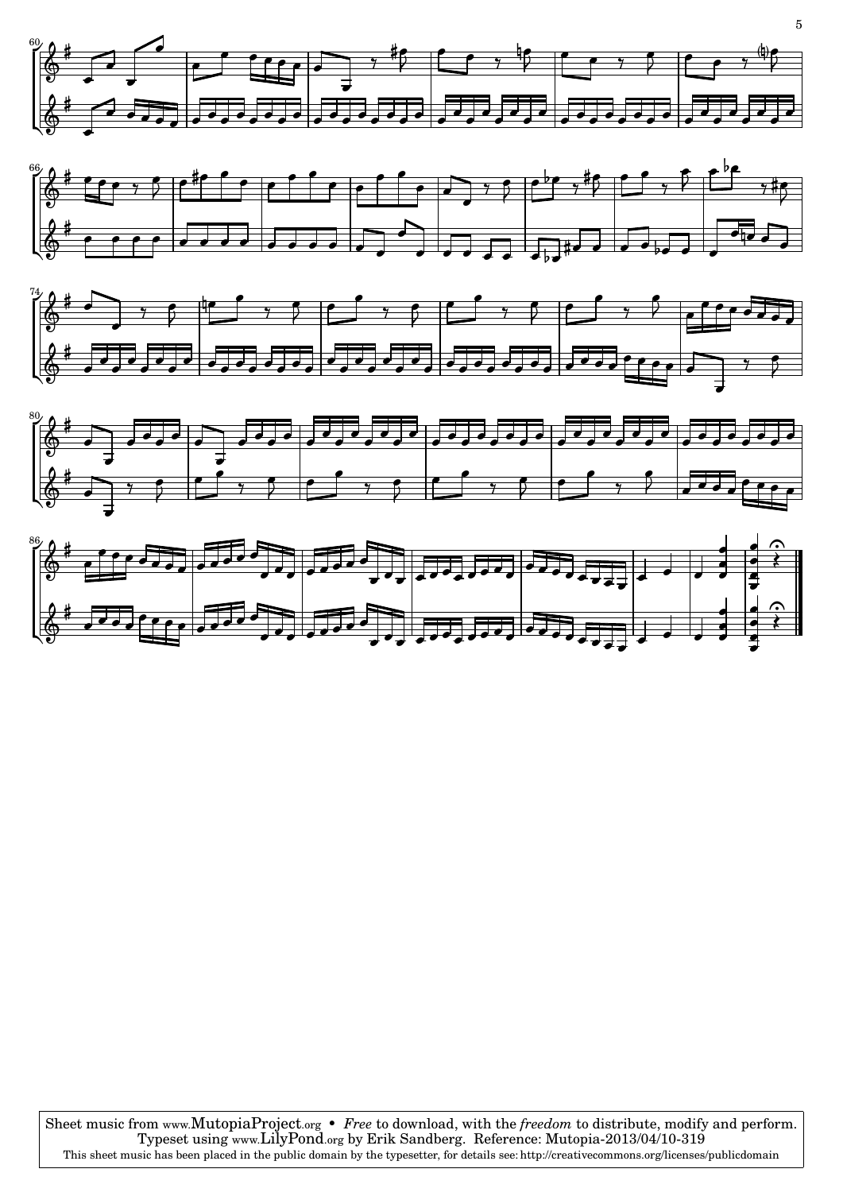Sheet music from www.MutopiaProject.org • *Free* to download, with the *freedom* to distribute, modify and perform.
Typeset using www.LilyPond.org by Erik Sandberg. Reference: Mutopia-2013/04/10-319
This sheet music has been placed in the public domain by the typesetter, for details see: http://creativecommons.org/licenses/publicdomain